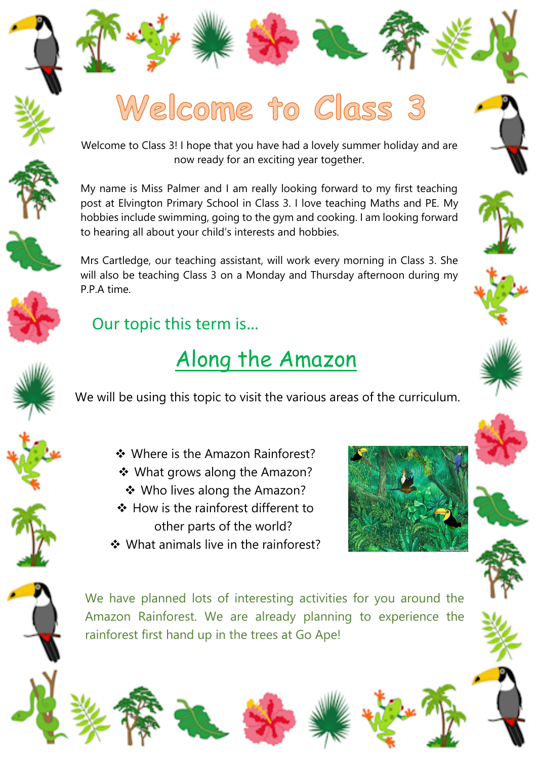# Welcome to Class 3

Welcome to Class 3! I hope that you have had a lovely summer holiday and are now ready for an exciting year together.

My name is Miss Palmer and I am really looking forward to my first teaching post at Elvington Primary School in Class 3. I love teaching Maths and PE. My hobbies include swimming, going to the gym and cooking. I am looking forward to hearing all about your child's interests and hobbies.

Mrs Cartledge, our teaching assistant, will work every morning in Class 3. She will also be teaching Class 3 on a Monday and Thursday afternoon during my P.P.A time.

## Our topic this term is…

## Along the Amazon

We will be using this topic to visit the various areas of the curriculum.

- Where is the Amazon Rainforest?
- What grows along the Amazon?
- Who lives along the Amazon?
- How is the rainforest different to other parts of the world?
- What animals live in the rainforest?

We have planned lots of interesting activities for you around the Amazon Rainforest. We are already planning to experience the rainforest first hand up in the trees at Go Ape!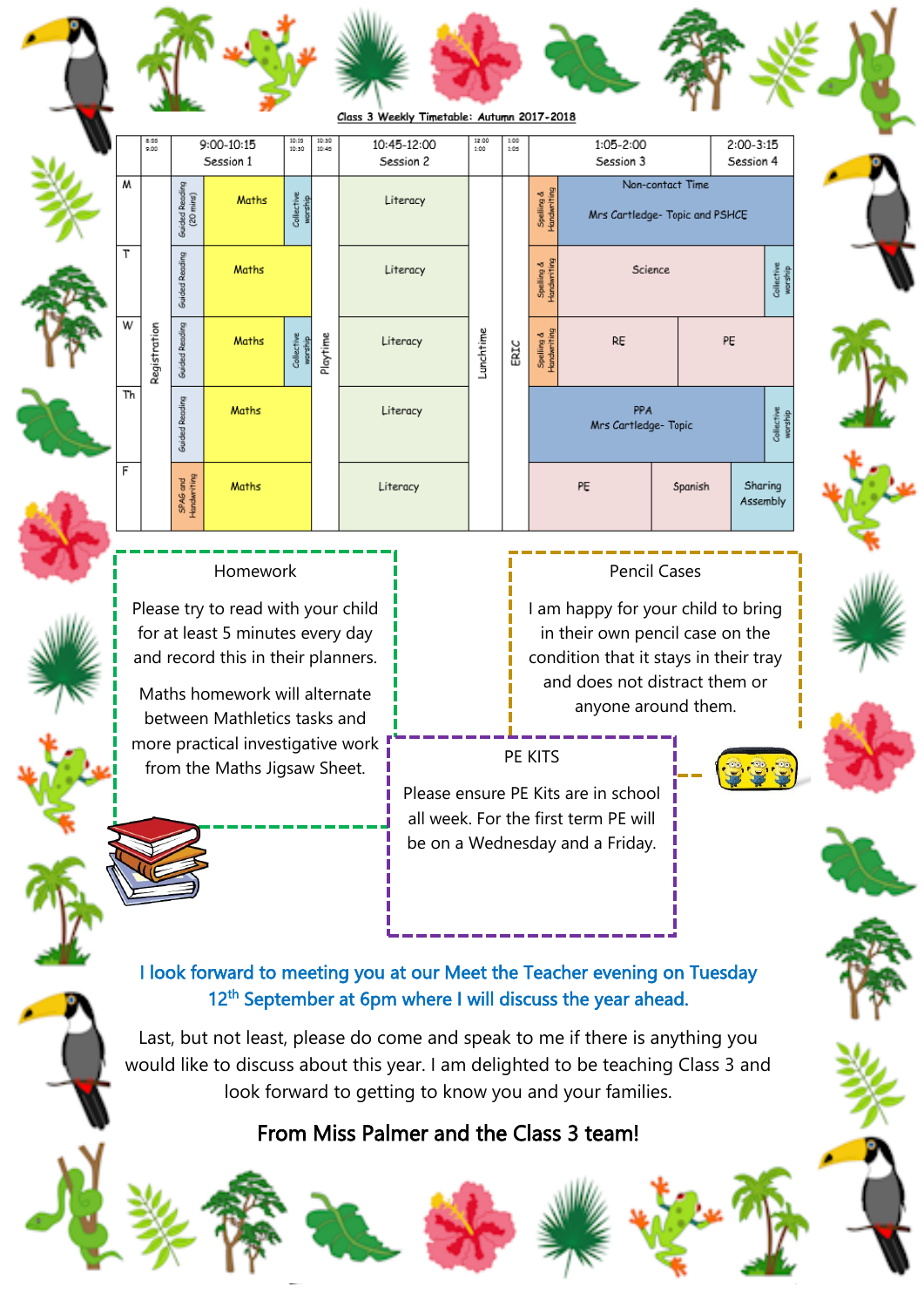# Class 3 Weekly Timetable: Autumn 2017-2018

| | 8:55-9:00 | 9:00-10:15 Session 1 | | 10:15-10:30 | 10:30-10:45 | 10:45-12:00 Session 2 | 12:00-1:00 | 1:00-1:05 | 1:05-2:00 Session 3 | | 2:00-3:15 Session 4 | |
|---|---|---|---|---|---|---|---|---|---|---|---|---|
| M | Registration | Guided Reading (20 mins) | Maths | Collective worship | Playtime | Literacy | Lunchtime | ERIC | Spelling & Handwriting | Non-contact Time Mrs Cartledge- Topic and PSHCE | | |
| T | Registration | Guided Reading | Maths | | Playtime | Literacy | Lunchtime | ERIC | Spelling & Handwriting | Science | | Collective worship |
| W | Registration | Guided Reading | Maths | Collective worship | Playtime | Literacy | Lunchtime | ERIC | Spelling & Handwriting | RE | PE | |
| Th | Registration | Guided Reading | Maths | | Playtime | Literacy | Lunchtime | ERIC | PPA Mrs Cartledge- Topic | | | Collective worship |
| F | Registration | SPAG and Handwriting | Maths | | Playtime | Literacy | Lunchtime | ERIC | PE | | Spanish | Sharing Assembly |

## Homework

Please try to read with your child for at least 5 minutes every day and record this in their planners.

Maths homework will alternate between Mathletics tasks and more practical investigative work from the Maths Jigsaw Sheet.

## Pencil Cases

I am happy for your child to bring in their own pencil case on the condition that it stays in their tray and does not distract them or anyone around them.

## PE KITS

Please ensure PE Kits are in school all week. For the first term PE will be on a Wednesday and a Friday.

I look forward to meeting you at our Meet the Teacher evening on Tuesday 12th September at 6pm where I will discuss the year ahead.

Last, but not least, please do come and speak to me if there is anything you would like to discuss about this year. I am delighted to be teaching Class 3 and look forward to getting to know you and your families.

**From Miss Palmer and the Class 3 team!**